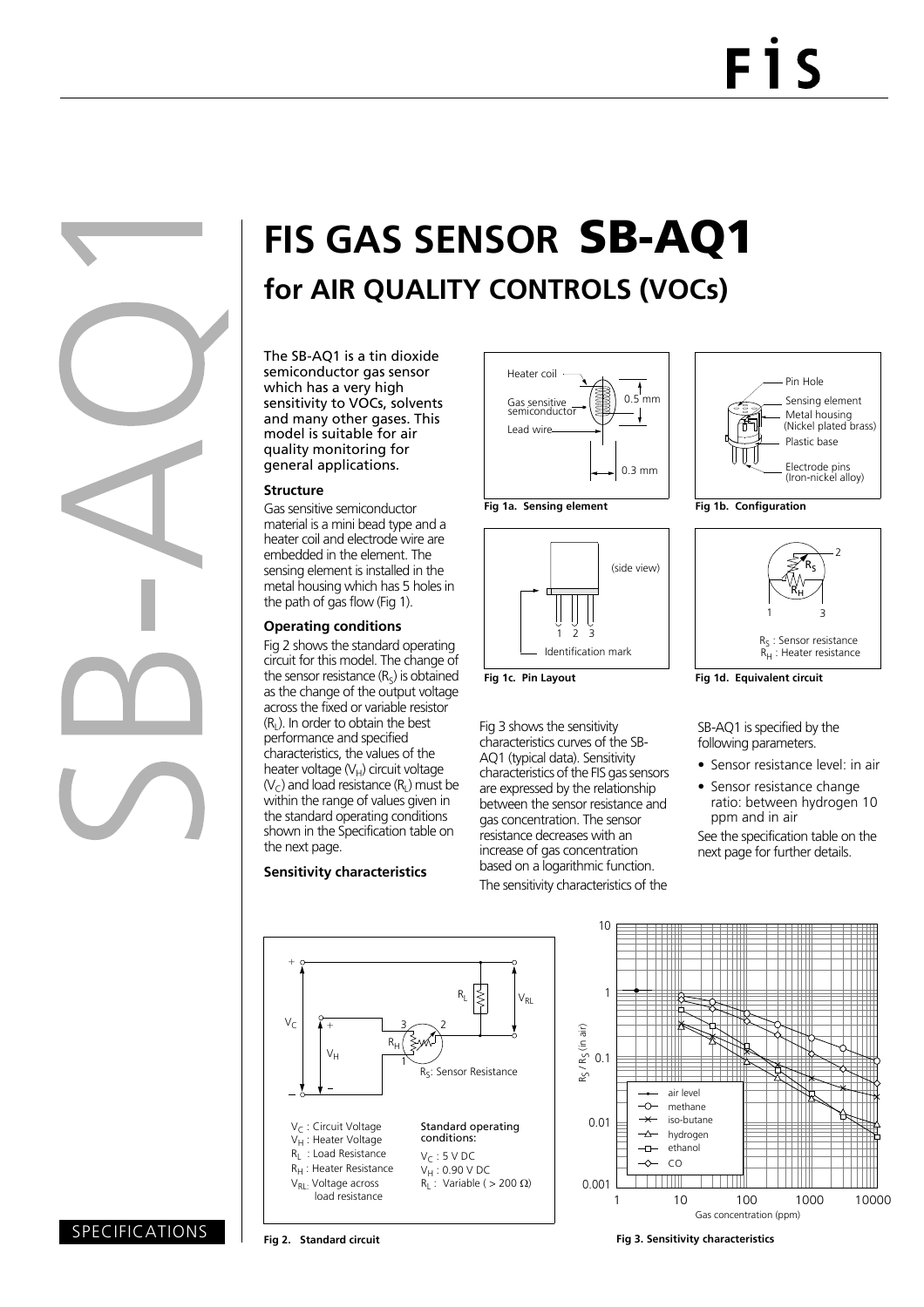# FIS GAS SENSOR SB-AQ1

## for AIR QUALITY CONTROLS (VOCs)

The SB-AQ1 is a tin dioxide semiconductor gas sensor which has a very high sensitivity to VOCs, solvents and many other gases. This model is suitable for air quality monitoring for general applications.

### Structure

Gas sensitive semiconductor material is a mini bead type and a heater coil and electrode wire are embedded in the element. The sensing element is installed in the metal housing which has 5 holes in the path of gas flow (Fig 1).

### Operating conditions

Fig 2 shows the standard operating circuit for this model. The change of the sensor resistance ($R_S$) is obtained as the change of the output voltage across the fixed or variable resistor ($R_L$). In order to obtain the best performance and specified characteristics, the values of the heater voltage ($V_H$) circuit voltage ($V_C$) and load resistance ($R_L$) must be within the range of values given in the standard operating conditions shown in the Specification table on the next page.

### Sensitivity characteristics

Fig 3 shows the sensitivity characteristics curves of the SB-AQ1 (typical data). Sensitivity characteristics of the FIS gas sensors are expressed by the relationship between the sensor resistance and gas concentration. The sensor resistance decreases with an increase of gas concentration based on a logarithmic function.

The sensitivity characteristics of the SB-AQ1 is specified by the following parameters.

- Sensor resistance level: in air
- Sensor resistance change ratio: between hydrogen 10 ppm and in air

See the specification table on the next page for further details.

Fig 1a. Sensing element

Fig 1b. Configuration

Fig 1c. Pin Layout

Fig 1d. Equivalent circuit

$R_S$ : Sensor resistance
$R_H$ : Heater resistance

$V_C$ : Circuit Voltage
$V_H$ : Heater Voltage
$R_L$ : Load Resistance
$R_H$ : Heater Resistance
$V_{RL}$: Voltage across load resistance

Standard operating conditions:
$V_C$ : 5 V DC
$V_H$ : 0.90 V DC
$R_L$ : Variable ( > 200 Ω)

Fig 2. Standard circuit

Fig 3. Sensitivity characteristics

SPECIFICATIONS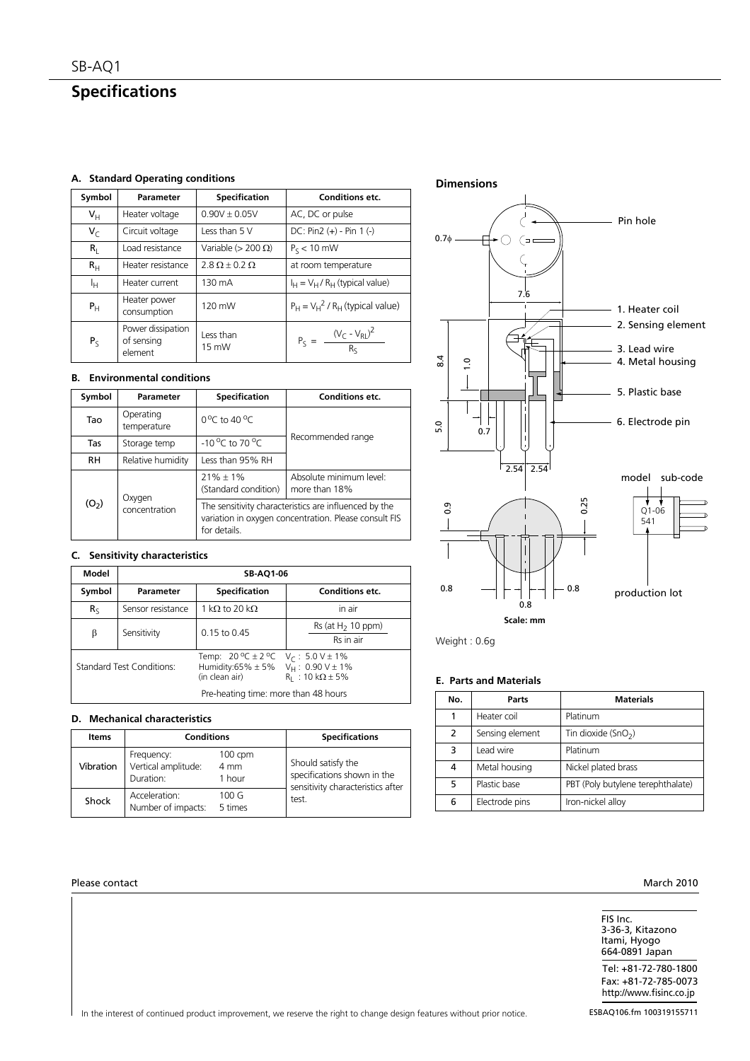# SB-AQ1

## Specifications

### A. Standard Operating conditions

| Symbol | Parameter | Specification | Conditions etc. |
|---|---|---|---|
| $V_H$ | Heater voltage | 0.90V ± 0.05V | AC, DC or pulse |
| $V_C$ | Circuit voltage | Less than 5 V | DC: Pin2 (+) - Pin 1 (-) |
| $R_L$ | Load resistance | Variable (> 200 Ω) | $P_S$ < 10 mW |
| $R_H$ | Heater resistance | 2.8 Ω ± 0.2 Ω | at room temperature |
| $I_H$ | Heater current | 130 mA | $I_H = V_H / R_H$ (typical value) |
| $P_H$ | Heater power consumption | 120 mW | $P_H = V_H^2 / R_H$ (typical value) |
| $P_S$ | Power dissipation of sensing element | Less than 15 mW | $P_S = \frac{(V_C - V_{RL})^2}{R_S}$ |

### B. Environmental conditions

| Symbol | Parameter | Specification | Conditions etc. |
|---|---|---|---|
| Tao | Operating temperature | 0 °C to 40 °C | Recommended range |
| Tas | Storage temp | -10 °C to 70 °C | |
| RH | Relative humidity | Less than 95% RH | |
| $(O_2)$ | Oxygen concentration | 21% ± 1% (Standard condition) | Absolute minimum level: more than 18% |
| | | The sensitivity characteristics are influenced by the variation in oxygen concentration. Please consult FIS for details. | |

### C. Sensitivity characteristics

| Model | SB-AQ1-06 | | |
|---|---|---|---|
| Symbol | Parameter | Specification | Conditions etc. |
| $R_S$ | Sensor resistance | 1 kΩ to 20 kΩ | in air |
| β | Sensitivity | 0.15 to 0.45 | Rs (at $H_2$ 10 ppm) / Rs in air |
| Standard Test Conditions: | | Temp: 20 °C ± 2 °C<br>Humidity:65% ± 5%<br>(in clean air) | $V_C$ : 5.0 V ± 1%<br>$V_H$ : 0.90 V ± 1%<br>$R_L$ : 10 kΩ ± 5% |
| | | Pre-heating time: more than 48 hours | |

### D. Mechanical characteristics

| Items | Conditions | | Specifications |
|---|---|---|---|
| Vibration | Frequency:<br>Vertical amplitude:<br>Duration: | 100 cpm<br>4 mm<br>1 hour | Should satisfy the specifications shown in the sensitivity characteristics after test. |
| Shock | Acceleration:<br>Number of impacts: | 100 G<br>5 times | |

### Dimensions

0.7ϕ

Pin hole

7.6

1. Heater coil
2. Sensing element
3. Lead wire
4. Metal housing
5. Plastic base
6. Electrode pin

8.4

1.0

5.0

0.7

2.54 2.54

0.9

0.25

0.8

0.8

0.8

model sub-code

Q1-06
541

production lot

Scale: mm

Weight : 0.6g

### E. Parts and Materials

| No. | Parts | Materials |
|---|---|---|
| 1 | Heater coil | Platinum |
| 2 | Sensing element | Tin dioxide ($SnO_2$) |
| 3 | Lead wire | Platinum |
| 4 | Metal housing | Nickel plated brass |
| 5 | Plastic base | PBT (Poly butylene terephthalate) |
| 6 | Electrode pins | Iron-nickel alloy |

Please contact

March 2010

FIS Inc.
3-36-3, Kitazono
Itami, Hyogo
664-0891 Japan

Tel: +81-72-780-1800
Fax: +81-72-785-0073
http://www.fisinc.co.jp

In the interest of continued product improvement, we reserve the right to change design features without prior notice.

ESBAQ106.fm 100319155711